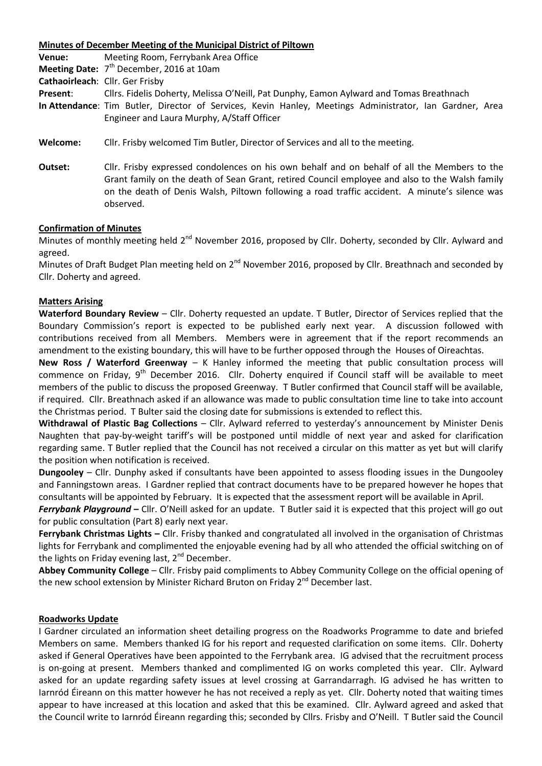**Minutes of December Meeting of the Municipal District of Piltown**

**Venue:** Meeting Room, Ferrybank Area Office
**Meeting Date:** 7th December, 2016 at 10am
**Cathaoirleach**: Cllr. Ger Frisby
**Present**: Cllrs. Fidelis Doherty, Melissa O'Neill, Pat Dunphy, Eamon Aylward and Tomas Breathnach
**In Attendance**: Tim Butler, Director of Services, Kevin Hanley, Meetings Administrator, Ian Gardner, Area Engineer and Laura Murphy, A/Staff Officer

**Welcome:** Cllr. Frisby welcomed Tim Butler, Director of Services and all to the meeting.

**Outset:** Cllr. Frisby expressed condolences on his own behalf and on behalf of all the Members to the Grant family on the death of Sean Grant, retired Council employee and also to the Walsh family on the death of Denis Walsh, Piltown following a road traffic accident. A minute's silence was observed.

**Confirmation of Minutes**

Minutes of monthly meeting held 2nd November 2016, proposed by Cllr. Doherty, seconded by Cllr. Aylward and agreed.

Minutes of Draft Budget Plan meeting held on 2nd November 2016, proposed by Cllr. Breathnach and seconded by Cllr. Doherty and agreed.

**Matters Arising**

**Waterford Boundary Review** – Cllr. Doherty requested an update. T Butler, Director of Services replied that the Boundary Commission's report is expected to be published early next year. A discussion followed with contributions received from all Members. Members were in agreement that if the report recommends an amendment to the existing boundary, this will have to be further opposed through the Houses of Oireachtas.

**New Ross / Waterford Greenway** – K Hanley informed the meeting that public consultation process will commence on Friday, 9th December 2016. Cllr. Doherty enquired if Council staff will be available to meet members of the public to discuss the proposed Greenway. T Butler confirmed that Council staff will be available, if required. Cllr. Breathnach asked if an allowance was made to public consultation time line to take into account the Christmas period. T Bulter said the closing date for submissions is extended to reflect this.

**Withdrawal of Plastic Bag Collections** – Cllr. Aylward referred to yesterday's announcement by Minister Denis Naughten that pay-by-weight tariff's will be postponed until middle of next year and asked for clarification regarding same. T Butler replied that the Council has not received a circular on this matter as yet but will clarify the position when notification is received.

**Dungooley** – Cllr. Dunphy asked if consultants have been appointed to assess flooding issues in the Dungooley and Fanningstown areas. I Gardner replied that contract documents have to be prepared however he hopes that consultants will be appointed by February. It is expected that the assessment report will be available in April.

***Ferrybank Playground –*** Cllr. O'Neill asked for an update. T Butler said it is expected that this project will go out for public consultation (Part 8) early next year.

**Ferrybank Christmas Lights –** Cllr. Frisby thanked and congratulated all involved in the organisation of Christmas lights for Ferrybank and complimented the enjoyable evening had by all who attended the official switching on of the lights on Friday evening last, 2nd December.

**Abbey Community College** – Cllr. Frisby paid compliments to Abbey Community College on the official opening of the new school extension by Minister Richard Bruton on Friday 2nd December last.

**Roadworks Update**

I Gardner circulated an information sheet detailing progress on the Roadworks Programme to date and briefed Members on same. Members thanked IG for his report and requested clarification on some items. Cllr. Doherty asked if General Operatives have been appointed to the Ferrybank area. IG advised that the recruitment process is on-going at present. Members thanked and complimented IG on works completed this year. Cllr. Aylward asked for an update regarding safety issues at level crossing at Garrandarragh. IG advised he has written to Iarnród Éireann on this matter however he has not received a reply as yet. Cllr. Doherty noted that waiting times appear to have increased at this location and asked that this be examined. Cllr. Aylward agreed and asked that the Council write to Iarnród Éireann regarding this; seconded by Cllrs. Frisby and O'Neill. T Butler said the Council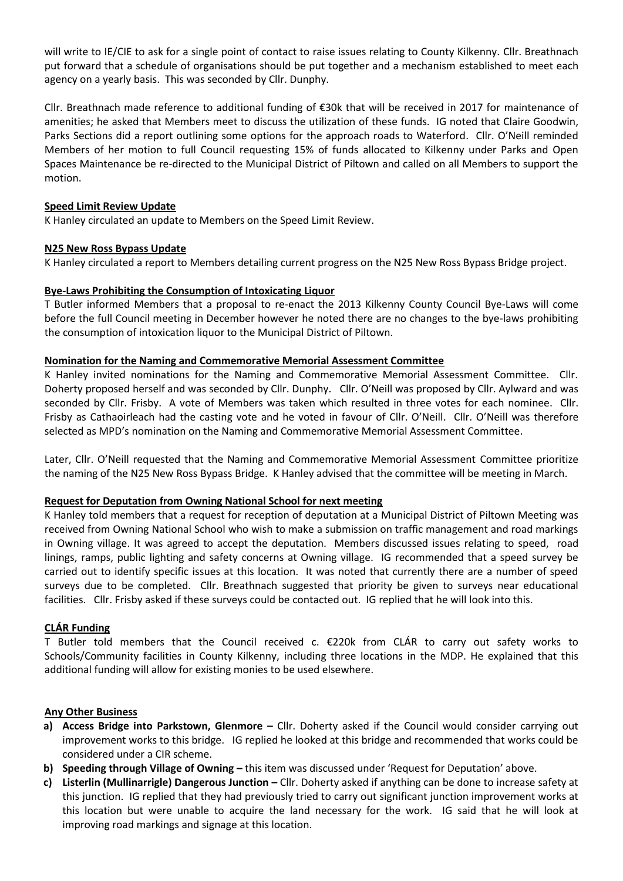will write to IE/CIE to ask for a single point of contact to raise issues relating to County Kilkenny. Cllr. Breathnach put forward that a schedule of organisations should be put together and a mechanism established to meet each agency on a yearly basis. This was seconded by Cllr. Dunphy.

Cllr. Breathnach made reference to additional funding of €30k that will be received in 2017 for maintenance of amenities; he asked that Members meet to discuss the utilization of these funds. IG noted that Claire Goodwin, Parks Sections did a report outlining some options for the approach roads to Waterford. Cllr. O'Neill reminded Members of her motion to full Council requesting 15% of funds allocated to Kilkenny under Parks and Open Spaces Maintenance be re-directed to the Municipal District of Piltown and called on all Members to support the motion.

**Speed Limit Review Update**

K Hanley circulated an update to Members on the Speed Limit Review.

**N25 New Ross Bypass Update**

K Hanley circulated a report to Members detailing current progress on the N25 New Ross Bypass Bridge project.

**Bye-Laws Prohibiting the Consumption of Intoxicating Liquor**

T Butler informed Members that a proposal to re-enact the 2013 Kilkenny County Council Bye-Laws will come before the full Council meeting in December however he noted there are no changes to the bye-laws prohibiting the consumption of intoxication liquor to the Municipal District of Piltown.

**Nomination for the Naming and Commemorative Memorial Assessment Committee**

K Hanley invited nominations for the Naming and Commemorative Memorial Assessment Committee. Cllr. Doherty proposed herself and was seconded by Cllr. Dunphy. Cllr. O'Neill was proposed by Cllr. Aylward and was seconded by Cllr. Frisby. A vote of Members was taken which resulted in three votes for each nominee. Cllr. Frisby as Cathaoirleach had the casting vote and he voted in favour of Cllr. O'Neill. Cllr. O'Neill was therefore selected as MPD's nomination on the Naming and Commemorative Memorial Assessment Committee.

Later, Cllr. O'Neill requested that the Naming and Commemorative Memorial Assessment Committee prioritize the naming of the N25 New Ross Bypass Bridge. K Hanley advised that the committee will be meeting in March.

**Request for Deputation from Owning National School for next meeting**

K Hanley told members that a request for reception of deputation at a Municipal District of Piltown Meeting was received from Owning National School who wish to make a submission on traffic management and road markings in Owning village. It was agreed to accept the deputation. Members discussed issues relating to speed, road linings, ramps, public lighting and safety concerns at Owning village. IG recommended that a speed survey be carried out to identify specific issues at this location. It was noted that currently there are a number of speed surveys due to be completed. Cllr. Breathnach suggested that priority be given to surveys near educational facilities. Cllr. Frisby asked if these surveys could be contacted out. IG replied that he will look into this.

**CLÁR Funding**

T Butler told members that the Council received c. €220k from CLÁR to carry out safety works to Schools/Community facilities in County Kilkenny, including three locations in the MDP. He explained that this additional funding will allow for existing monies to be used elsewhere.

**Any Other Business**

a) **Access Bridge into Parkstown, Glenmore –** Cllr. Doherty asked if the Council would consider carrying out improvement works to this bridge. IG replied he looked at this bridge and recommended that works could be considered under a CIR scheme.
b) **Speeding through Village of Owning –** this item was discussed under 'Request for Deputation' above.
c) **Listerlin (Mullinarrigle) Dangerous Junction –** Cllr. Doherty asked if anything can be done to increase safety at this junction. IG replied that they had previously tried to carry out significant junction improvement works at this location but were unable to acquire the land necessary for the work. IG said that he will look at improving road markings and signage at this location.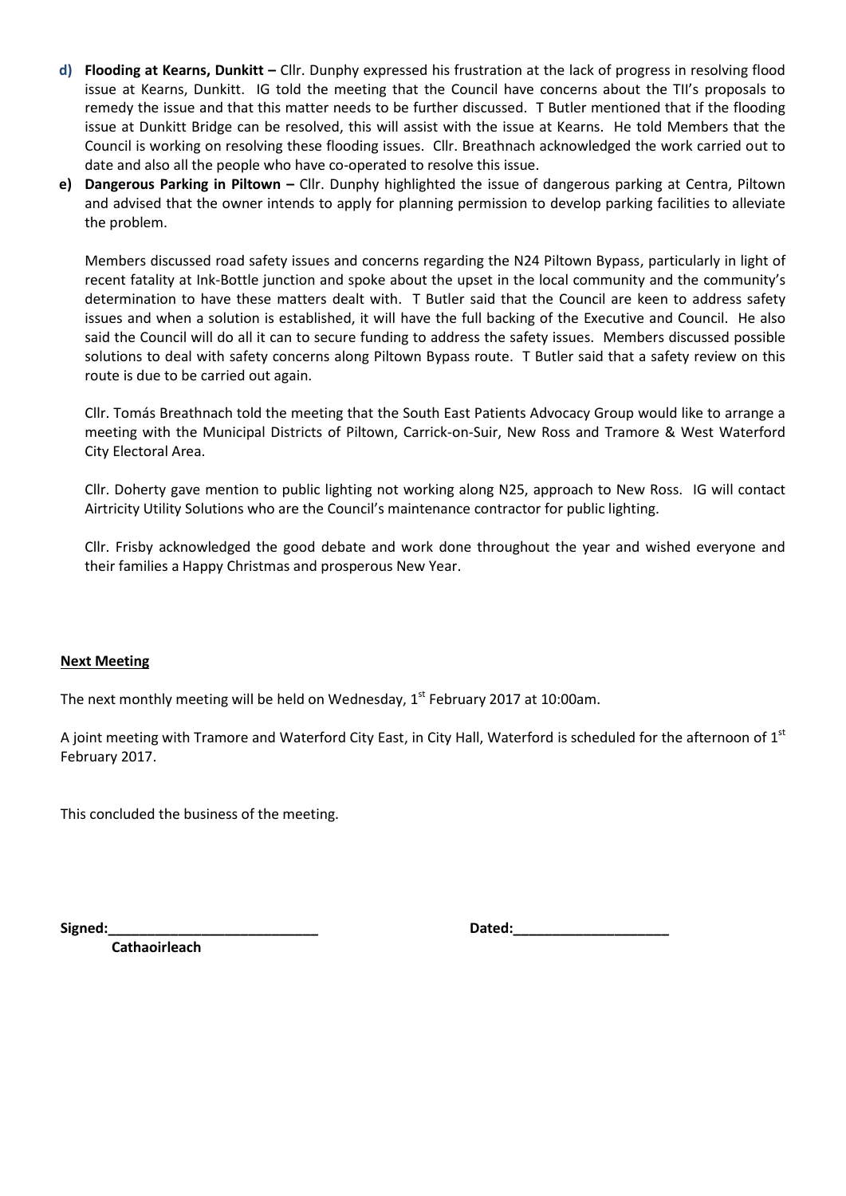d) **Flooding at Kearns, Dunkitt –** Cllr. Dunphy expressed his frustration at the lack of progress in resolving flood issue at Kearns, Dunkitt. IG told the meeting that the Council have concerns about the TII's proposals to remedy the issue and that this matter needs to be further discussed. T Butler mentioned that if the flooding issue at Dunkitt Bridge can be resolved, this will assist with the issue at Kearns. He told Members that the Council is working on resolving these flooding issues. Cllr. Breathnach acknowledged the work carried out to date and also all the people who have co-operated to resolve this issue.

e) **Dangerous Parking in Piltown –** Cllr. Dunphy highlighted the issue of dangerous parking at Centra, Piltown and advised that the owner intends to apply for planning permission to develop parking facilities to alleviate the problem.

   Members discussed road safety issues and concerns regarding the N24 Piltown Bypass, particularly in light of recent fatality at Ink-Bottle junction and spoke about the upset in the local community and the community's determination to have these matters dealt with. T Butler said that the Council are keen to address safety issues and when a solution is established, it will have the full backing of the Executive and Council. He also said the Council will do all it can to secure funding to address the safety issues. Members discussed possible solutions to deal with safety concerns along Piltown Bypass route. T Butler said that a safety review on this route is due to be carried out again.

   Cllr. Tomás Breathnach told the meeting that the South East Patients Advocacy Group would like to arrange a meeting with the Municipal Districts of Piltown, Carrick-on-Suir, New Ross and Tramore & West Waterford City Electoral Area.

   Cllr. Doherty gave mention to public lighting not working along N25, approach to New Ross. IG will contact Airtricity Utility Solutions who are the Council's maintenance contractor for public lighting.

   Cllr. Frisby acknowledged the good debate and work done throughout the year and wished everyone and their families a Happy Christmas and prosperous New Year.

**Next Meeting**

The next monthly meeting will be held on Wednesday, 1st February 2017 at 10:00am.

A joint meeting with Tramore and Waterford City East, in City Hall, Waterford is scheduled for the afternoon of 1st February 2017.

This concluded the business of the meeting.

**Signed:___________________________** **Dated:____________________**

**Cathaoirleach**